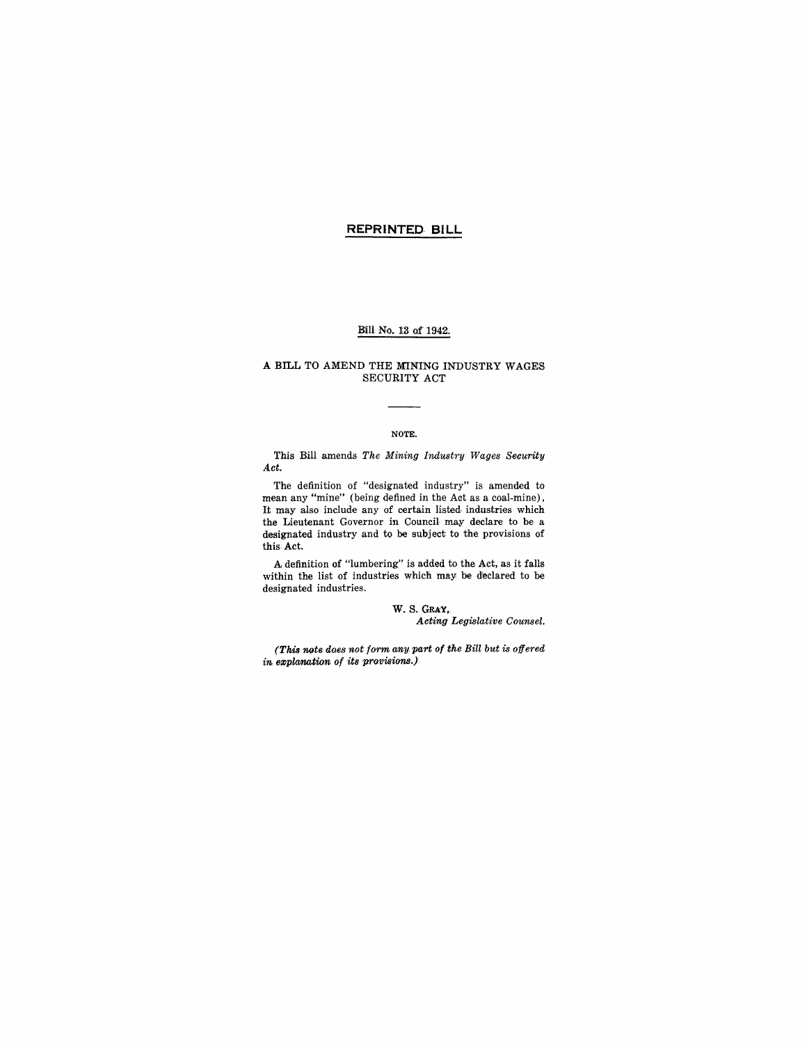**REPRINTED BILL**

Bill No. 13 of 1942.

# A BILL TO AMEND THE MINING INDUSTRY WAGES SECURITY ACT

NOTE.

This Bill amends *The Mining Industry Wages Security Act.*

The definition of "designated industry" is amended to mean any "mine" (being defined in the Act as a coal-mine), It may also include any of certain listed industries which the Lieutenant Governor in Council may declare to be a designated industry and to be subject to the provisions of this Act.

A definition of "lumbering" is added to the Act, as it falls within the list of industries which may be declared to be designated industries.

W. S. GRAY,
*Acting Legislative Counsel.*

*(This note does not form any part of the Bill but is offered in explanation of its provisions.)*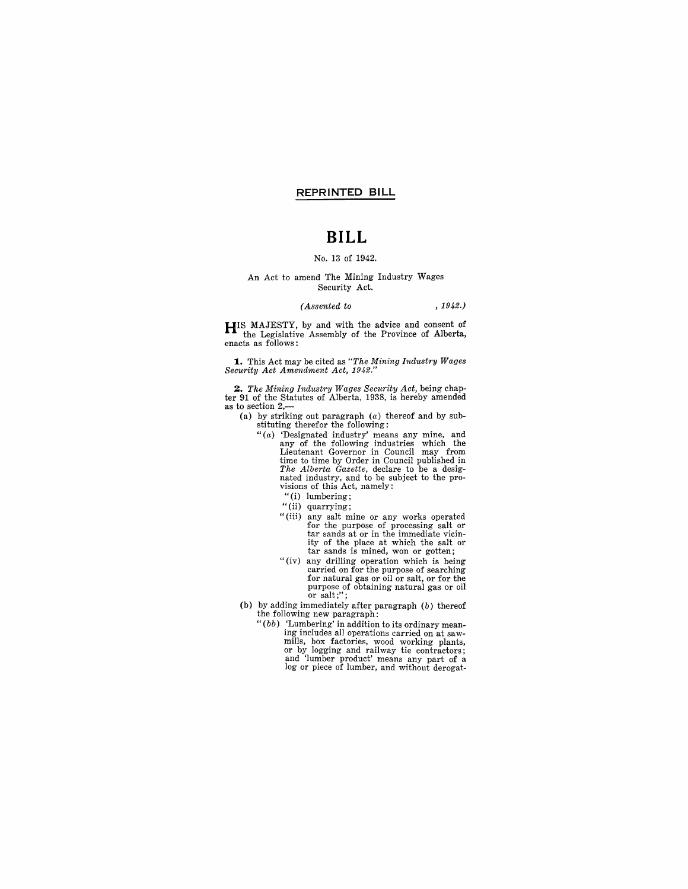**REPRINTED BILL**

# BILL

No. 13 of 1942.

An Act to amend The Mining Industry Wages Security Act.

*(Assented to , 1942.)*

HIS MAJESTY, by and with the advice and consent of the Legislative Assembly of the Province of Alberta, enacts as follows:

**1.** This Act may be cited as *"The Mining Industry Wages Security Act Amendment Act, 1942."*

**2.** *The Mining Industry Wages Security Act,* being chapter 91 of the Statutes of Alberta, 1938, is hereby amended as to section 2,—

(a) by striking out paragraph (*a*) thereof and by substituting therefor the following:

"(*a*) 'Designated industry' means any mine, and any of the following industries which the Lieutenant Governor in Council may from time to time by Order in Council published in *The Alberta Gazette,* declare to be a designated industry, and to be subject to the provisions of this Act, namely:

"(i) lumbering;

"(ii) quarrying;

"(iii) any salt mine or any works operated for the purpose of processing salt or tar sands at or in the immediate vicinity of the place at which the salt or tar sands is mined, won or gotten;

"(iv) any drilling operation which is being carried on for the purpose of searching for natural gas or oil or salt, or for the purpose of obtaining natural gas or oil or salt;";

(b) by adding immediately after paragraph (*b*) thereof the following new paragraph:

"(*bb*) 'Lumbering' in addition to its ordinary meaning includes all operations carried on at sawmills, box factories, wood working plants, or by logging and railway tie contractors; and 'lumber product' means any part of a log or piece of lumber, and without derogat-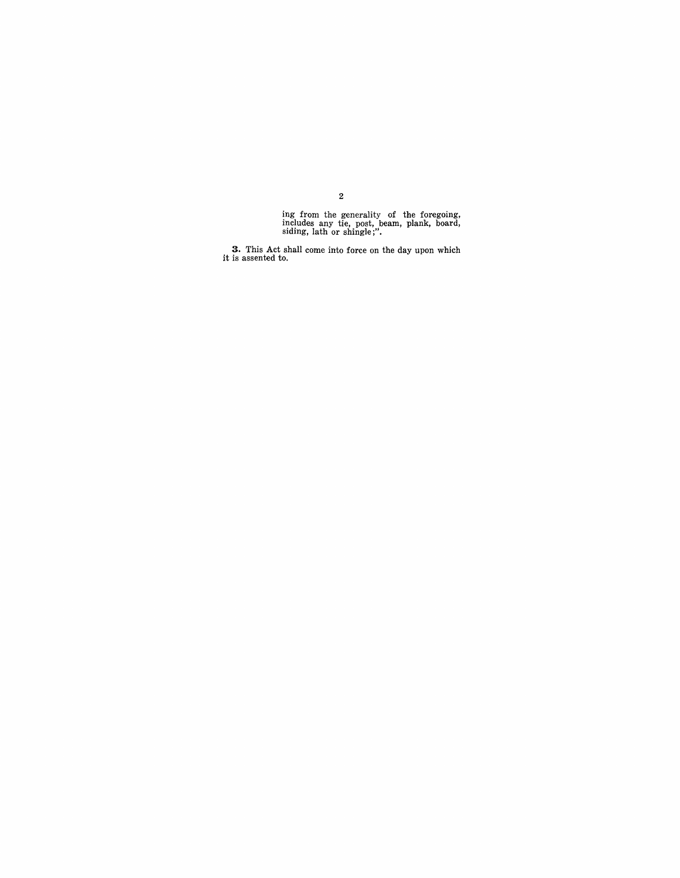ing from the generality of the foregoing, includes any tie, post, beam, plank, board, siding, lath or shingle;".

**3.** This Act shall come into force on the day upon which it is assented to.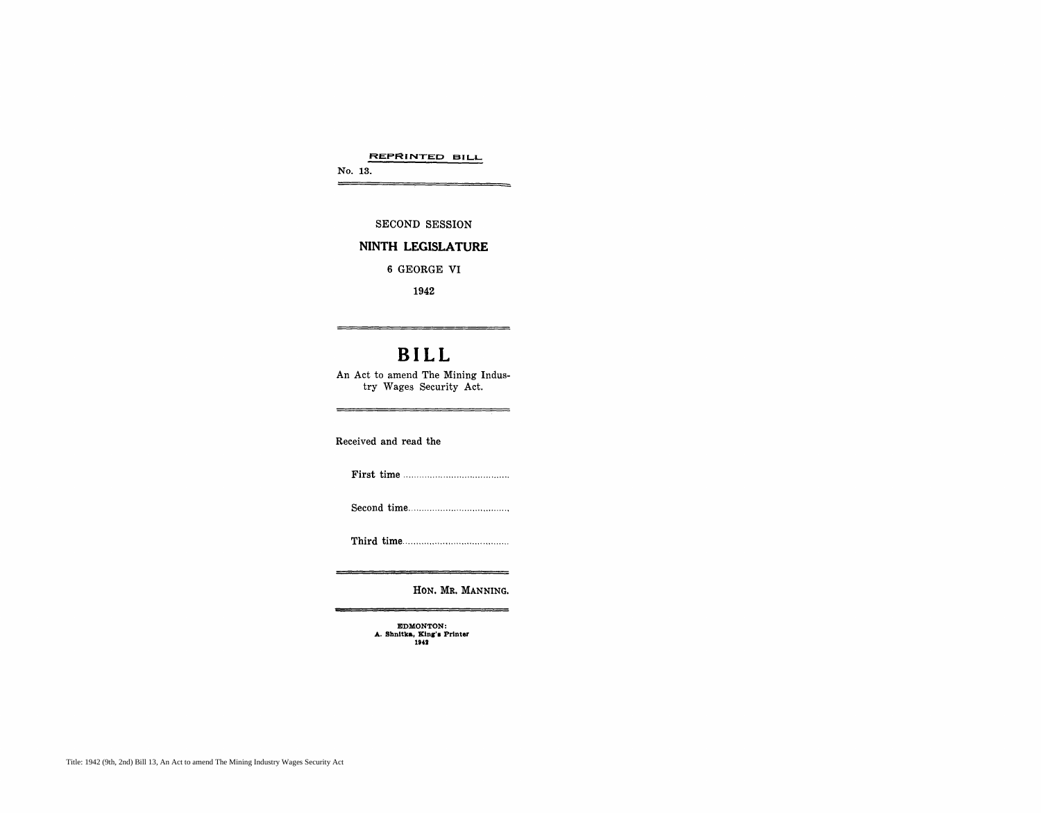REPRINTED BILL

No. 13.

SECOND SESSION

**NINTH LEGISLATURE**

6 GEORGE VI

1942

# BILL

An Act to amend The Mining Industry Wages Security Act.

Received and read the

**First time** ........................................

**Second time** ........................................

**Third time** ........................................

HON. MR. MANNING.

**EDMONTON:**
**A. Shnitka, King's Printer**
**1942**

Title: 1942 (9th, 2nd) Bill 13, An Act to amend The Mining Industry Wages Security Act